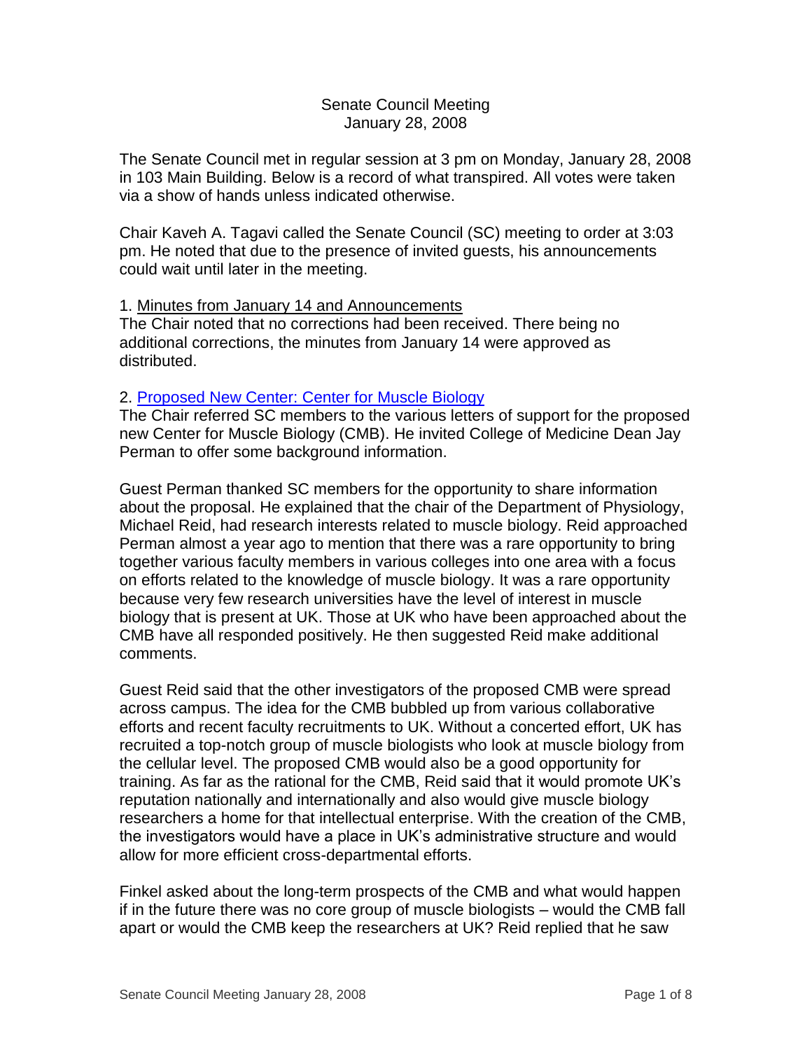Senate Council Meeting
January 28, 2008

The Senate Council met in regular session at 3 pm on Monday, January 28, 2008 in 103 Main Building. Below is a record of what transpired. All votes were taken via a show of hands unless indicated otherwise.

Chair Kaveh A. Tagavi called the Senate Council (SC) meeting to order at 3:03 pm. He noted that due to the presence of invited guests, his announcements could wait until later in the meeting.

1. Minutes from January 14 and Announcements

The Chair noted that no corrections had been received. There being no additional corrections, the minutes from January 14 were approved as distributed.

2. Proposed New Center: Center for Muscle Biology

The Chair referred SC members to the various letters of support for the proposed new Center for Muscle Biology (CMB). He invited College of Medicine Dean Jay Perman to offer some background information.

Guest Perman thanked SC members for the opportunity to share information about the proposal. He explained that the chair of the Department of Physiology, Michael Reid, had research interests related to muscle biology. Reid approached Perman almost a year ago to mention that there was a rare opportunity to bring together various faculty members in various colleges into one area with a focus on efforts related to the knowledge of muscle biology. It was a rare opportunity because very few research universities have the level of interest in muscle biology that is present at UK. Those at UK who have been approached about the CMB have all responded positively. He then suggested Reid make additional comments.

Guest Reid said that the other investigators of the proposed CMB were spread across campus. The idea for the CMB bubbled up from various collaborative efforts and recent faculty recruitments to UK. Without a concerted effort, UK has recruited a top-notch group of muscle biologists who look at muscle biology from the cellular level. The proposed CMB would also be a good opportunity for training. As far as the rational for the CMB, Reid said that it would promote UK's reputation nationally and internationally and also would give muscle biology researchers a home for that intellectual enterprise. With the creation of the CMB, the investigators would have a place in UK's administrative structure and would allow for more efficient cross-departmental efforts.

Finkel asked about the long-term prospects of the CMB and what would happen if in the future there was no core group of muscle biologists – would the CMB fall apart or would the CMB keep the researchers at UK? Reid replied that he saw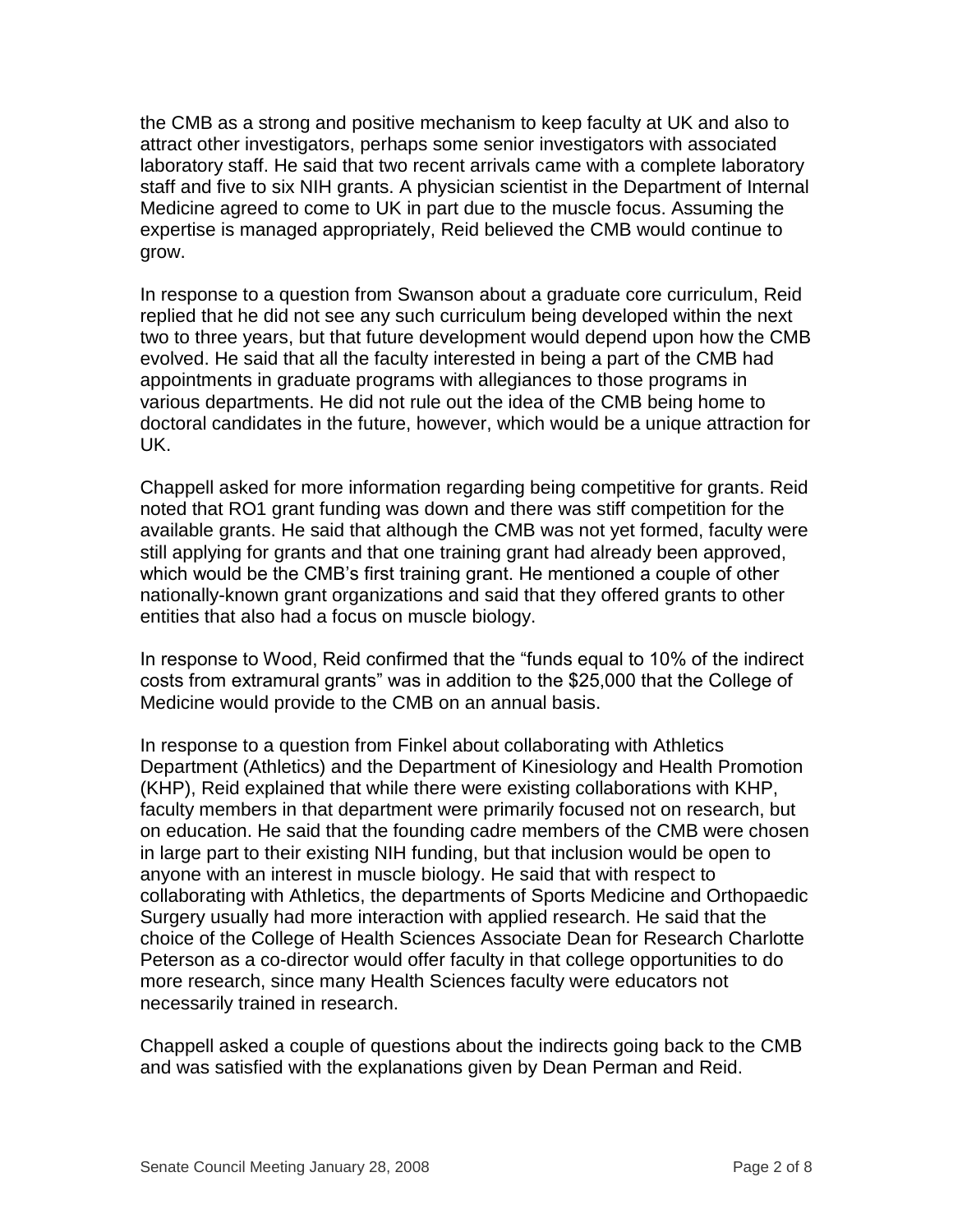the CMB as a strong and positive mechanism to keep faculty at UK and also to attract other investigators, perhaps some senior investigators with associated laboratory staff. He said that two recent arrivals came with a complete laboratory staff and five to six NIH grants. A physician scientist in the Department of Internal Medicine agreed to come to UK in part due to the muscle focus. Assuming the expertise is managed appropriately, Reid believed the CMB would continue to grow.

In response to a question from Swanson about a graduate core curriculum, Reid replied that he did not see any such curriculum being developed within the next two to three years, but that future development would depend upon how the CMB evolved. He said that all the faculty interested in being a part of the CMB had appointments in graduate programs with allegiances to those programs in various departments. He did not rule out the idea of the CMB being home to doctoral candidates in the future, however, which would be a unique attraction for UK.

Chappell asked for more information regarding being competitive for grants. Reid noted that RO1 grant funding was down and there was stiff competition for the available grants. He said that although the CMB was not yet formed, faculty were still applying for grants and that one training grant had already been approved, which would be the CMB's first training grant. He mentioned a couple of other nationally-known grant organizations and said that they offered grants to other entities that also had a focus on muscle biology.

In response to Wood, Reid confirmed that the "funds equal to 10% of the indirect costs from extramural grants" was in addition to the $25,000 that the College of Medicine would provide to the CMB on an annual basis.

In response to a question from Finkel about collaborating with Athletics Department (Athletics) and the Department of Kinesiology and Health Promotion (KHP), Reid explained that while there were existing collaborations with KHP, faculty members in that department were primarily focused not on research, but on education. He said that the founding cadre members of the CMB were chosen in large part to their existing NIH funding, but that inclusion would be open to anyone with an interest in muscle biology. He said that with respect to collaborating with Athletics, the departments of Sports Medicine and Orthopaedic Surgery usually had more interaction with applied research. He said that the choice of the College of Health Sciences Associate Dean for Research Charlotte Peterson as a co-director would offer faculty in that college opportunities to do more research, since many Health Sciences faculty were educators not necessarily trained in research.

Chappell asked a couple of questions about the indirects going back to the CMB and was satisfied with the explanations given by Dean Perman and Reid.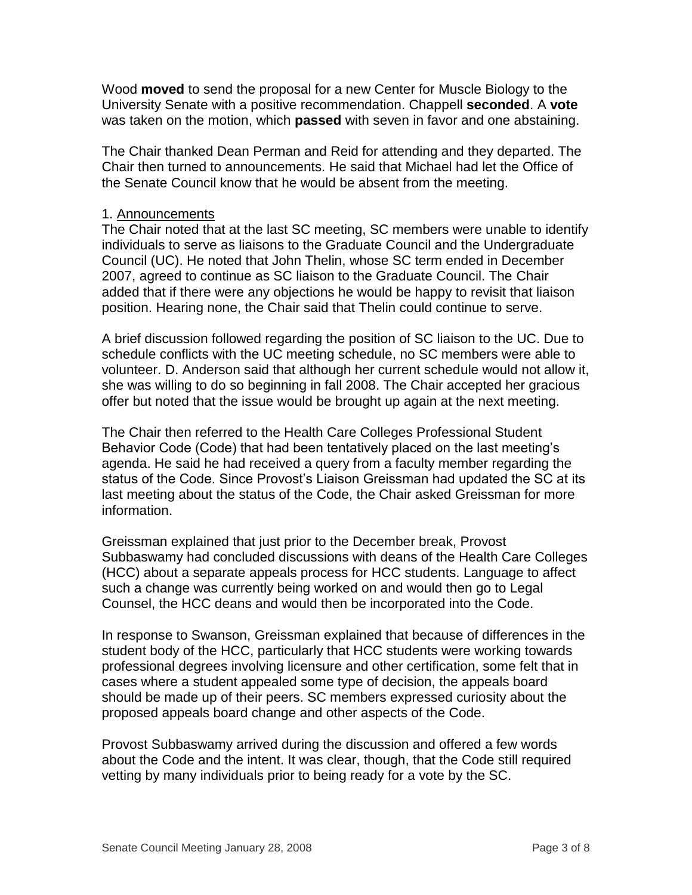Wood **moved** to send the proposal for a new Center for Muscle Biology to the University Senate with a positive recommendation. Chappell **seconded**. A **vote** was taken on the motion, which **passed** with seven in favor and one abstaining.

The Chair thanked Dean Perman and Reid for attending and they departed. The Chair then turned to announcements. He said that Michael had let the Office of the Senate Council know that he would be absent from the meeting.

1. Announcements

The Chair noted that at the last SC meeting, SC members were unable to identify individuals to serve as liaisons to the Graduate Council and the Undergraduate Council (UC). He noted that John Thelin, whose SC term ended in December 2007, agreed to continue as SC liaison to the Graduate Council. The Chair added that if there were any objections he would be happy to revisit that liaison position. Hearing none, the Chair said that Thelin could continue to serve.

A brief discussion followed regarding the position of SC liaison to the UC. Due to schedule conflicts with the UC meeting schedule, no SC members were able to volunteer. D. Anderson said that although her current schedule would not allow it, she was willing to do so beginning in fall 2008. The Chair accepted her gracious offer but noted that the issue would be brought up again at the next meeting.

The Chair then referred to the Health Care Colleges Professional Student Behavior Code (Code) that had been tentatively placed on the last meeting's agenda. He said he had received a query from a faculty member regarding the status of the Code. Since Provost's Liaison Greissman had updated the SC at its last meeting about the status of the Code, the Chair asked Greissman for more information.

Greissman explained that just prior to the December break, Provost Subbaswamy had concluded discussions with deans of the Health Care Colleges (HCC) about a separate appeals process for HCC students. Language to affect such a change was currently being worked on and would then go to Legal Counsel, the HCC deans and would then be incorporated into the Code.

In response to Swanson, Greissman explained that because of differences in the student body of the HCC, particularly that HCC students were working towards professional degrees involving licensure and other certification, some felt that in cases where a student appealed some type of decision, the appeals board should be made up of their peers. SC members expressed curiosity about the proposed appeals board change and other aspects of the Code.

Provost Subbaswamy arrived during the discussion and offered a few words about the Code and the intent. It was clear, though, that the Code still required vetting by many individuals prior to being ready for a vote by the SC.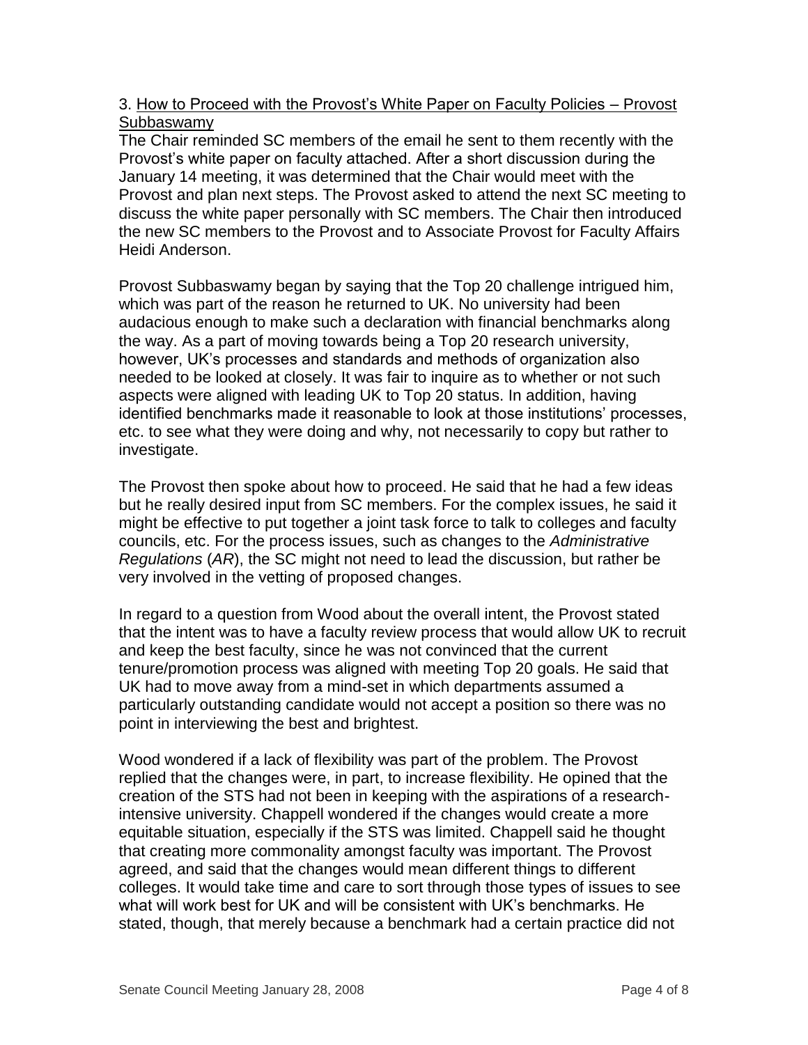3. <u>How to Proceed with the Provost's White Paper on Faculty Policies – Provost Subbaswamy</u>

The Chair reminded SC members of the email he sent to them recently with the Provost's white paper on faculty attached. After a short discussion during the January 14 meeting, it was determined that the Chair would meet with the Provost and plan next steps. The Provost asked to attend the next SC meeting to discuss the white paper personally with SC members. The Chair then introduced the new SC members to the Provost and to Associate Provost for Faculty Affairs Heidi Anderson.

Provost Subbaswamy began by saying that the Top 20 challenge intrigued him, which was part of the reason he returned to UK. No university had been audacious enough to make such a declaration with financial benchmarks along the way. As a part of moving towards being a Top 20 research university, however, UK's processes and standards and methods of organization also needed to be looked at closely. It was fair to inquire as to whether or not such aspects were aligned with leading UK to Top 20 status. In addition, having identified benchmarks made it reasonable to look at those institutions' processes, etc. to see what they were doing and why, not necessarily to copy but rather to investigate.

The Provost then spoke about how to proceed. He said that he had a few ideas but he really desired input from SC members. For the complex issues, he said it might be effective to put together a joint task force to talk to colleges and faculty councils, etc. For the process issues, such as changes to the *Administrative Regulations* (*AR*), the SC might not need to lead the discussion, but rather be very involved in the vetting of proposed changes.

In regard to a question from Wood about the overall intent, the Provost stated that the intent was to have a faculty review process that would allow UK to recruit and keep the best faculty, since he was not convinced that the current tenure/promotion process was aligned with meeting Top 20 goals. He said that UK had to move away from a mind-set in which departments assumed a particularly outstanding candidate would not accept a position so there was no point in interviewing the best and brightest.

Wood wondered if a lack of flexibility was part of the problem. The Provost replied that the changes were, in part, to increase flexibility. He opined that the creation of the STS had not been in keeping with the aspirations of a research-intensive university. Chappell wondered if the changes would create a more equitable situation, especially if the STS was limited. Chappell said he thought that creating more commonality amongst faculty was important. The Provost agreed, and said that the changes would mean different things to different colleges. It would take time and care to sort through those types of issues to see what will work best for UK and will be consistent with UK's benchmarks. He stated, though, that merely because a benchmark had a certain practice did not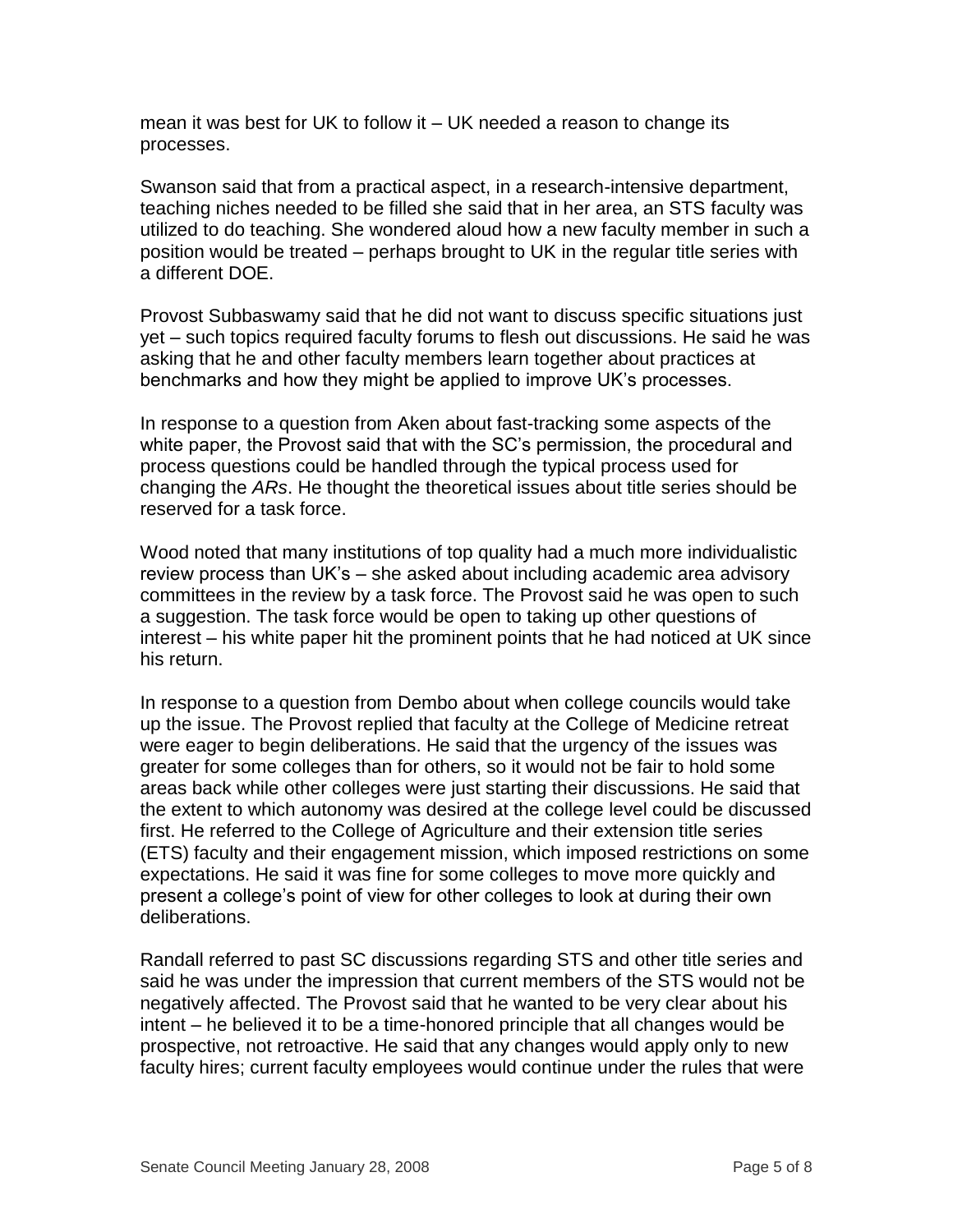mean it was best for UK to follow it – UK needed a reason to change its processes.

Swanson said that from a practical aspect, in a research-intensive department, teaching niches needed to be filled she said that in her area, an STS faculty was utilized to do teaching. She wondered aloud how a new faculty member in such a position would be treated – perhaps brought to UK in the regular title series with a different DOE.

Provost Subbaswamy said that he did not want to discuss specific situations just yet – such topics required faculty forums to flesh out discussions. He said he was asking that he and other faculty members learn together about practices at benchmarks and how they might be applied to improve UK's processes.

In response to a question from Aken about fast-tracking some aspects of the white paper, the Provost said that with the SC's permission, the procedural and process questions could be handled through the typical process used for changing the *ARs*. He thought the theoretical issues about title series should be reserved for a task force.

Wood noted that many institutions of top quality had a much more individualistic review process than UK's – she asked about including academic area advisory committees in the review by a task force. The Provost said he was open to such a suggestion. The task force would be open to taking up other questions of interest – his white paper hit the prominent points that he had noticed at UK since his return.

In response to a question from Dembo about when college councils would take up the issue. The Provost replied that faculty at the College of Medicine retreat were eager to begin deliberations. He said that the urgency of the issues was greater for some colleges than for others, so it would not be fair to hold some areas back while other colleges were just starting their discussions. He said that the extent to which autonomy was desired at the college level could be discussed first. He referred to the College of Agriculture and their extension title series (ETS) faculty and their engagement mission, which imposed restrictions on some expectations. He said it was fine for some colleges to move more quickly and present a college's point of view for other colleges to look at during their own deliberations.

Randall referred to past SC discussions regarding STS and other title series and said he was under the impression that current members of the STS would not be negatively affected. The Provost said that he wanted to be very clear about his intent – he believed it to be a time-honored principle that all changes would be prospective, not retroactive. He said that any changes would apply only to new faculty hires; current faculty employees would continue under the rules that were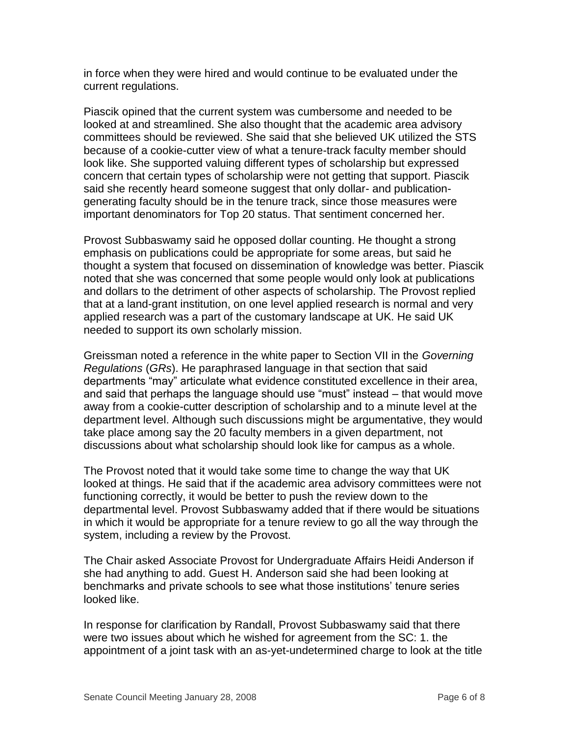in force when they were hired and would continue to be evaluated under the current regulations.

Piascik opined that the current system was cumbersome and needed to be looked at and streamlined. She also thought that the academic area advisory committees should be reviewed. She said that she believed UK utilized the STS because of a cookie-cutter view of what a tenure-track faculty member should look like. She supported valuing different types of scholarship but expressed concern that certain types of scholarship were not getting that support. Piascik said she recently heard someone suggest that only dollar- and publication-generating faculty should be in the tenure track, since those measures were important denominators for Top 20 status. That sentiment concerned her.

Provost Subbaswamy said he opposed dollar counting. He thought a strong emphasis on publications could be appropriate for some areas, but said he thought a system that focused on dissemination of knowledge was better. Piascik noted that she was concerned that some people would only look at publications and dollars to the detriment of other aspects of scholarship. The Provost replied that at a land-grant institution, on one level applied research is normal and very applied research was a part of the customary landscape at UK. He said UK needed to support its own scholarly mission.

Greissman noted a reference in the white paper to Section VII in the *Governing Regulations* (*GRs*). He paraphrased language in that section that said departments "may" articulate what evidence constituted excellence in their area, and said that perhaps the language should use "must" instead – that would move away from a cookie-cutter description of scholarship and to a minute level at the department level. Although such discussions might be argumentative, they would take place among say the 20 faculty members in a given department, not discussions about what scholarship should look like for campus as a whole.

The Provost noted that it would take some time to change the way that UK looked at things. He said that if the academic area advisory committees were not functioning correctly, it would be better to push the review down to the departmental level. Provost Subbaswamy added that if there would be situations in which it would be appropriate for a tenure review to go all the way through the system, including a review by the Provost.

The Chair asked Associate Provost for Undergraduate Affairs Heidi Anderson if she had anything to add. Guest H. Anderson said she had been looking at benchmarks and private schools to see what those institutions' tenure series looked like.

In response for clarification by Randall, Provost Subbaswamy said that there were two issues about which he wished for agreement from the SC: 1. the appointment of a joint task with an as-yet-undetermined charge to look at the title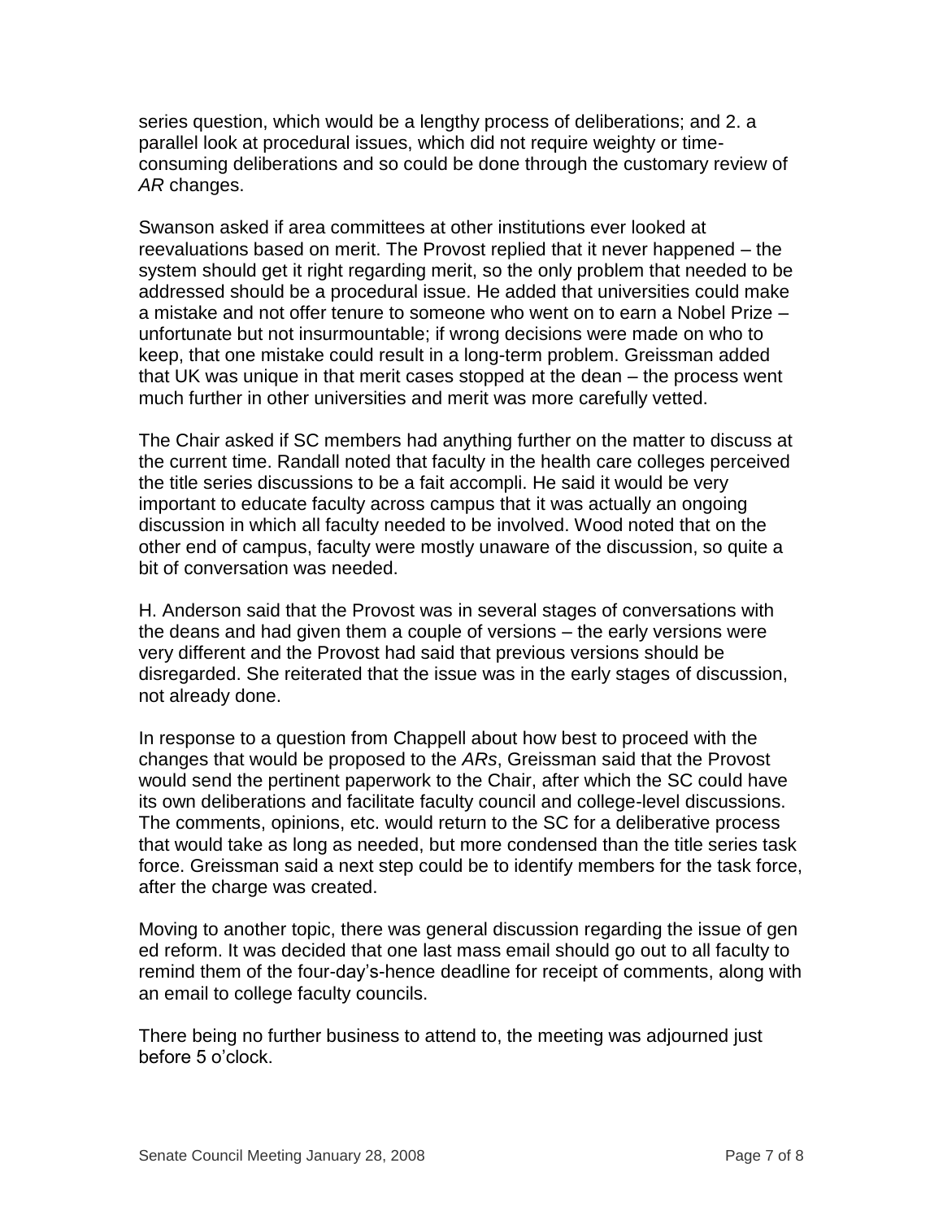series question, which would be a lengthy process of deliberations; and 2. a parallel look at procedural issues, which did not require weighty or time-consuming deliberations and so could be done through the customary review of *AR* changes.

Swanson asked if area committees at other institutions ever looked at reevaluations based on merit. The Provost replied that it never happened – the system should get it right regarding merit, so the only problem that needed to be addressed should be a procedural issue. He added that universities could make a mistake and not offer tenure to someone who went on to earn a Nobel Prize – unfortunate but not insurmountable; if wrong decisions were made on who to keep, that one mistake could result in a long-term problem. Greissman added that UK was unique in that merit cases stopped at the dean – the process went much further in other universities and merit was more carefully vetted.

The Chair asked if SC members had anything further on the matter to discuss at the current time. Randall noted that faculty in the health care colleges perceived the title series discussions to be a fait accompli. He said it would be very important to educate faculty across campus that it was actually an ongoing discussion in which all faculty needed to be involved. Wood noted that on the other end of campus, faculty were mostly unaware of the discussion, so quite a bit of conversation was needed.

H. Anderson said that the Provost was in several stages of conversations with the deans and had given them a couple of versions – the early versions were very different and the Provost had said that previous versions should be disregarded. She reiterated that the issue was in the early stages of discussion, not already done.

In response to a question from Chappell about how best to proceed with the changes that would be proposed to the *ARs*, Greissman said that the Provost would send the pertinent paperwork to the Chair, after which the SC could have its own deliberations and facilitate faculty council and college-level discussions. The comments, opinions, etc. would return to the SC for a deliberative process that would take as long as needed, but more condensed than the title series task force. Greissman said a next step could be to identify members for the task force, after the charge was created.

Moving to another topic, there was general discussion regarding the issue of gen ed reform. It was decided that one last mass email should go out to all faculty to remind them of the four-day's-hence deadline for receipt of comments, along with an email to college faculty councils.

There being no further business to attend to, the meeting was adjourned just before 5 o'clock.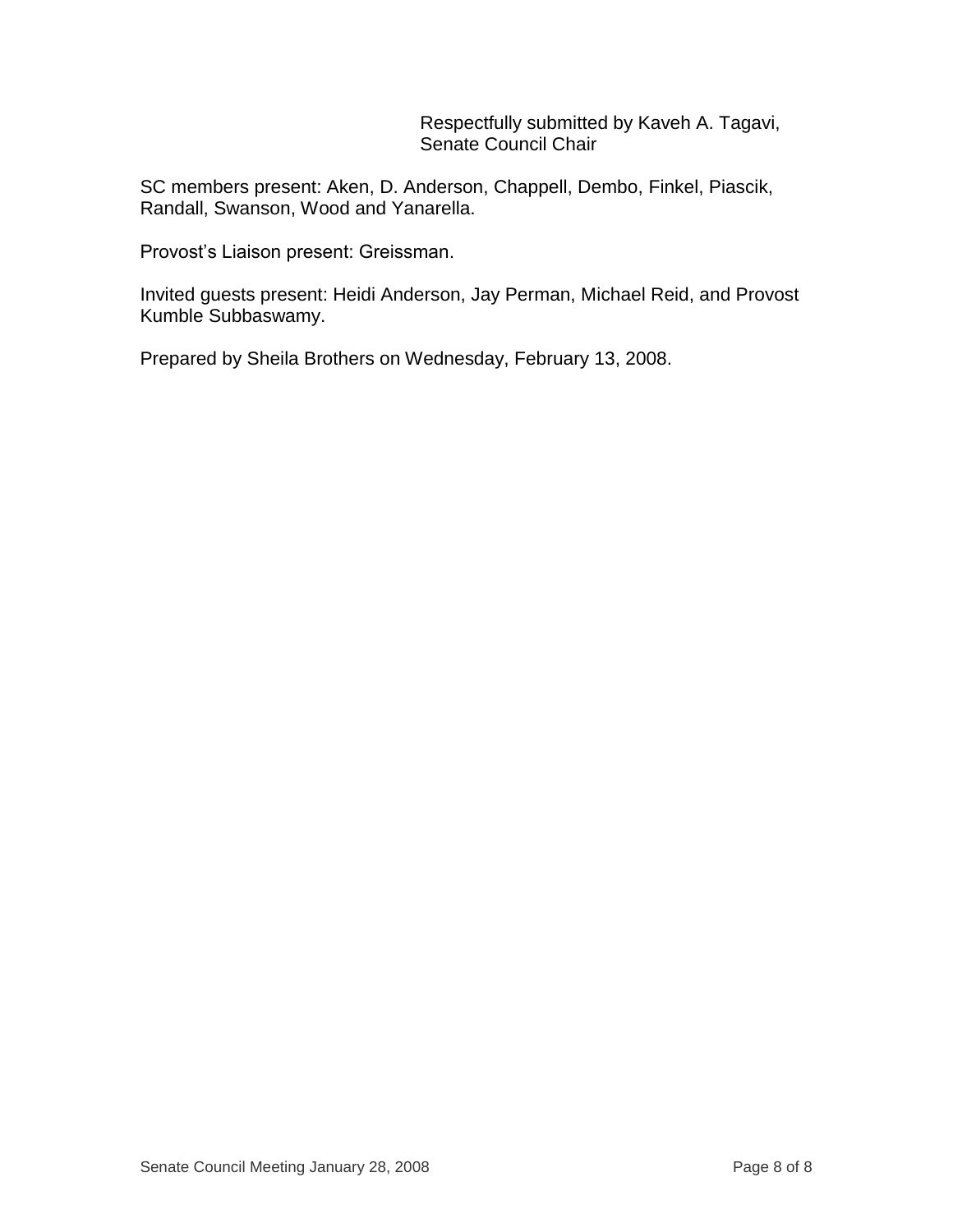Respectfully submitted by Kaveh A. Tagavi,
Senate Council Chair

SC members present: Aken, D. Anderson, Chappell, Dembo, Finkel, Piascik, Randall, Swanson, Wood and Yanarella.

Provost's Liaison present: Greissman.

Invited guests present: Heidi Anderson, Jay Perman, Michael Reid, and Provost Kumble Subbaswamy.

Prepared by Sheila Brothers on Wednesday, February 13, 2008.